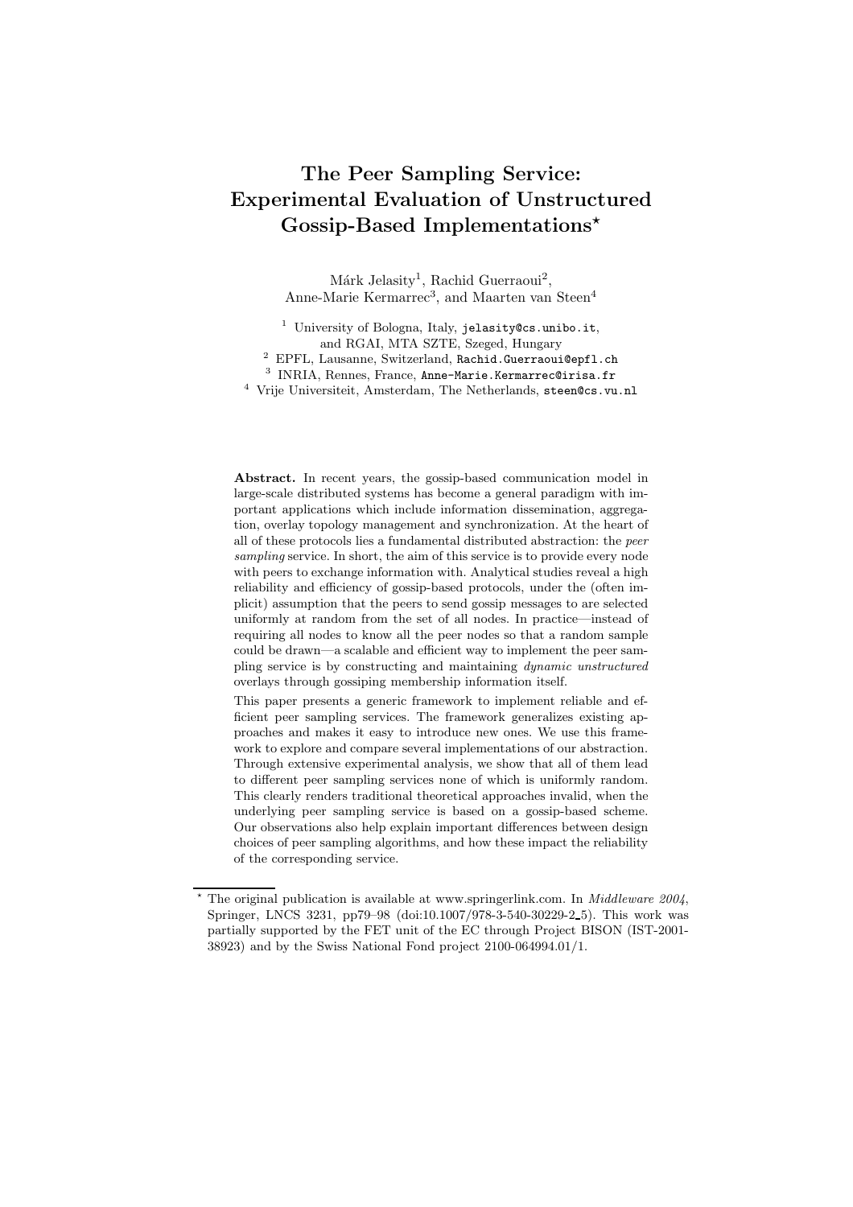# The Peer Sampling Service: Experimental Evaluation of Unstructured Gossip-Based Implementations*

Márk Jelasity[1], Rachid Guerraoui[2], Anne-Marie Kermarrec[3], and Maarten van Steen[4]

[1] University of Bologna, Italy, jelasity@cs.unibo.it, and RGAI, MTA SZTE, Szeged, Hungary
[2] EPFL, Lausanne, Switzerland, Rachid.Guerraoui@epfl.ch
[3] INRIA, Rennes, France, Anne-Marie.Kermarrec@irisa.fr
[4] Vrije Universiteit, Amsterdam, The Netherlands, steen@cs.vu.nl

**Abstract.** In recent years, the gossip-based communication model in large-scale distributed systems has become a general paradigm with important applications which include information dissemination, aggregation, overlay topology management and synchronization. At the heart of all of these protocols lies a fundamental distributed abstraction: the *peer sampling* service. In short, the aim of this service is to provide every node with peers to exchange information with. Analytical studies reveal a high reliability and efficiency of gossip-based protocols, under the (often implicit) assumption that the peers to send gossip messages to are selected uniformly at random from the set of all nodes. In practice—instead of requiring all nodes to know all the peer nodes so that a random sample could be drawn—a scalable and efficient way to implement the peer sampling service is by constructing and maintaining *dynamic unstructured* overlays through gossiping membership information itself.

This paper presents a generic framework to implement reliable and efficient peer sampling services. The framework generalizes existing approaches and makes it easy to introduce new ones. We use this framework to explore and compare several implementations of our abstraction. Through extensive experimental analysis, we show that all of them lead to different peer sampling services none of which is uniformly random. This clearly renders traditional theoretical approaches invalid, when the underlying peer sampling service is based on a gossip-based scheme. Our observations also help explain important differences between design choices of peer sampling algorithms, and how these impact the reliability of the corresponding service.

---

* The original publication is available at www.springerlink.com. In *Middleware 2004*, Springer, LNCS 3231, pp79–98 (doi:10.1007/978-3-540-30229-2_5). This work was partially supported by the FET unit of the EC through Project BISON (IST-2001-38923) and by the Swiss National Fond project 2100-064994.01/1.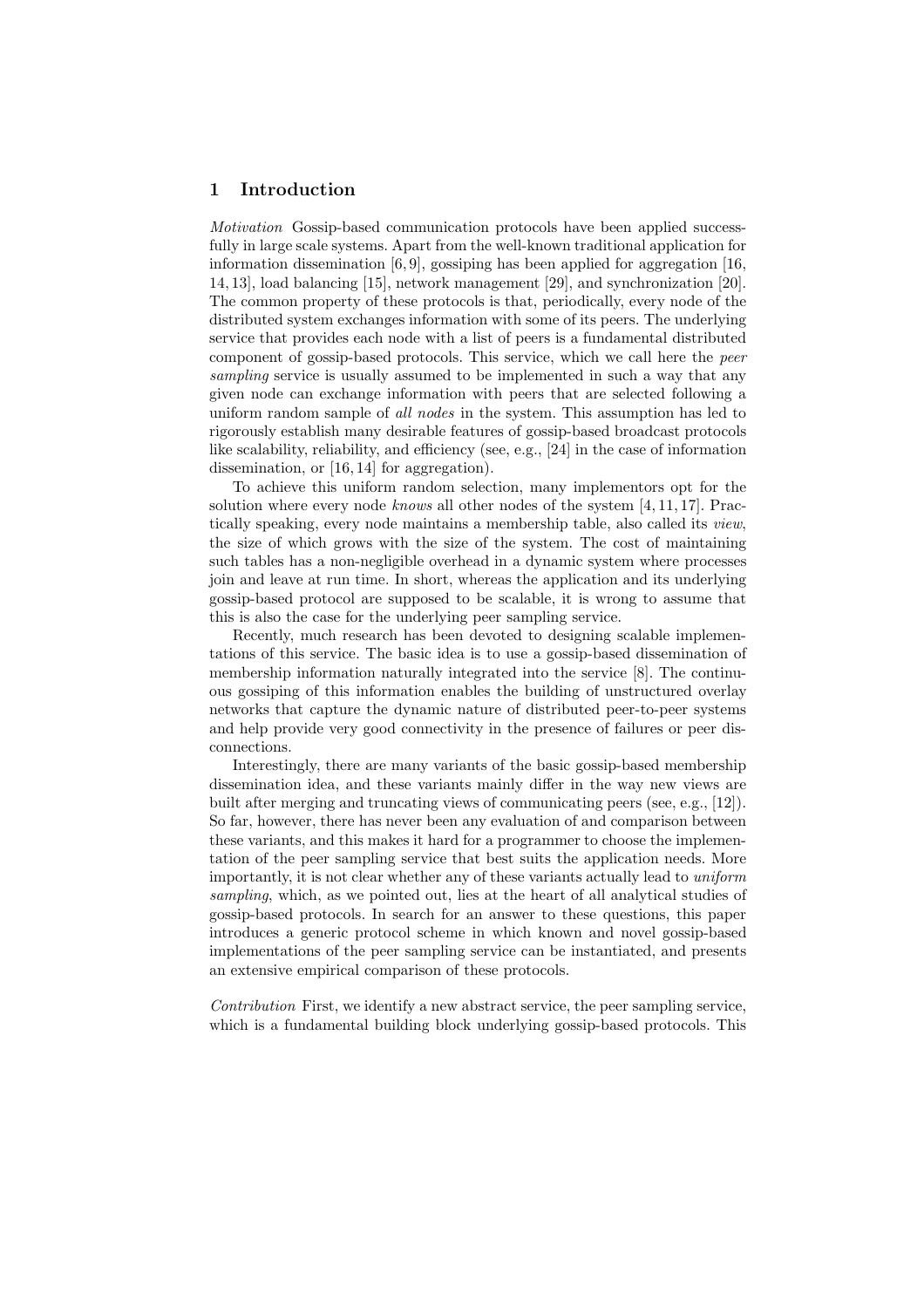## 1 Introduction

*Motivation* Gossip-based communication protocols have been applied successfully in large scale systems. Apart from the well-known traditional application for information dissemination [6, 9], gossiping has been applied for aggregation [16, 14, 13], load balancing [15], network management [29], and synchronization [20]. The common property of these protocols is that, periodically, every node of the distributed system exchanges information with some of its peers. The underlying service that provides each node with a list of peers is a fundamental distributed component of gossip-based protocols. This service, which we call here the *peer sampling* service is usually assumed to be implemented in such a way that any given node can exchange information with peers that are selected following a uniform random sample of *all nodes* in the system. This assumption has led to rigorously establish many desirable features of gossip-based broadcast protocols like scalability, reliability, and efficiency (see, e.g., [24] in the case of information dissemination, or [16, 14] for aggregation).

To achieve this uniform random selection, many implementors opt for the solution where every node *knows* all other nodes of the system [4, 11, 17]. Practically speaking, every node maintains a membership table, also called its *view*, the size of which grows with the size of the system. The cost of maintaining such tables has a non-negligible overhead in a dynamic system where processes join and leave at run time. In short, whereas the application and its underlying gossip-based protocol are supposed to be scalable, it is wrong to assume that this is also the case for the underlying peer sampling service.

Recently, much research has been devoted to designing scalable implementations of this service. The basic idea is to use a gossip-based dissemination of membership information naturally integrated into the service [8]. The continuous gossiping of this information enables the building of unstructured overlay networks that capture the dynamic nature of distributed peer-to-peer systems and help provide very good connectivity in the presence of failures or peer disconnections.

Interestingly, there are many variants of the basic gossip-based membership dissemination idea, and these variants mainly differ in the way new views are built after merging and truncating views of communicating peers (see, e.g., [12]). So far, however, there has never been any evaluation of and comparison between these variants, and this makes it hard for a programmer to choose the implementation of the peer sampling service that best suits the application needs. More importantly, it is not clear whether any of these variants actually lead to *uniform sampling*, which, as we pointed out, lies at the heart of all analytical studies of gossip-based protocols. In search for an answer to these questions, this paper introduces a generic protocol scheme in which known and novel gossip-based implementations of the peer sampling service can be instantiated, and presents an extensive empirical comparison of these protocols.

*Contribution* First, we identify a new abstract service, the peer sampling service, which is a fundamental building block underlying gossip-based protocols. This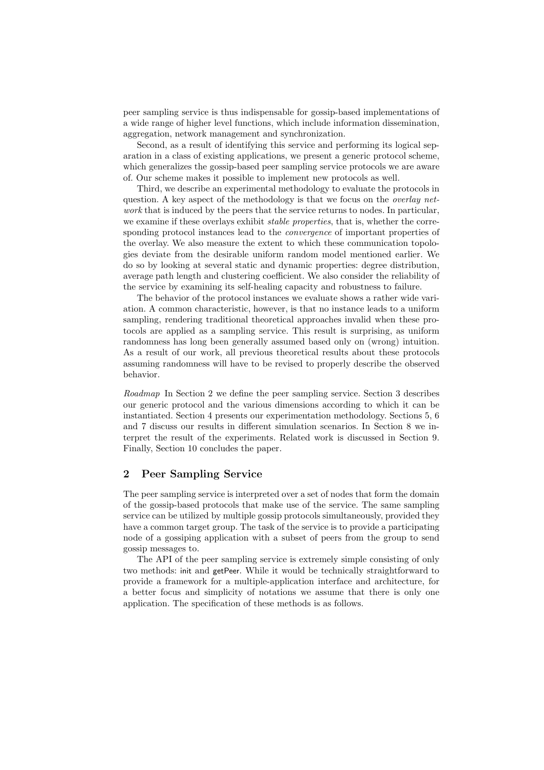peer sampling service is thus indispensable for gossip-based implementations of a wide range of higher level functions, which include information dissemination, aggregation, network management and synchronization.

Second, as a result of identifying this service and performing its logical separation in a class of existing applications, we present a generic protocol scheme, which generalizes the gossip-based peer sampling service protocols we are aware of. Our scheme makes it possible to implement new protocols as well.

Third, we describe an experimental methodology to evaluate the protocols in question. A key aspect of the methodology is that we focus on the *overlay network* that is induced by the peers that the service returns to nodes. In particular, we examine if these overlays exhibit *stable properties*, that is, whether the corresponding protocol instances lead to the *convergence* of important properties of the overlay. We also measure the extent to which these communication topologies deviate from the desirable uniform random model mentioned earlier. We do so by looking at several static and dynamic properties: degree distribution, average path length and clustering coefficient. We also consider the reliability of the service by examining its self-healing capacity and robustness to failure.

The behavior of the protocol instances we evaluate shows a rather wide variation. A common characteristic, however, is that no instance leads to a uniform sampling, rendering traditional theoretical approaches invalid when these protocols are applied as a sampling service. This result is surprising, as uniform randomness has long been generally assumed based only on (wrong) intuition. As a result of our work, all previous theoretical results about these protocols assuming randomness will have to be revised to properly describe the observed behavior.

*Roadmap* In Section 2 we define the peer sampling service. Section 3 describes our generic protocol and the various dimensions according to which it can be instantiated. Section 4 presents our experimentation methodology. Sections 5, 6 and 7 discuss our results in different simulation scenarios. In Section 8 we interpret the result of the experiments. Related work is discussed in Section 9. Finally, Section 10 concludes the paper.

## 2 Peer Sampling Service

The peer sampling service is interpreted over a set of nodes that form the domain of the gossip-based protocols that make use of the service. The same sampling service can be utilized by multiple gossip protocols simultaneously, provided they have a common target group. The task of the service is to provide a participating node of a gossiping application with a subset of peers from the group to send gossip messages to.

The API of the peer sampling service is extremely simple consisting of only two methods: init and getPeer. While it would be technically straightforward to provide a framework for a multiple-application interface and architecture, for a better focus and simplicity of notations we assume that there is only one application. The specification of these methods is as follows.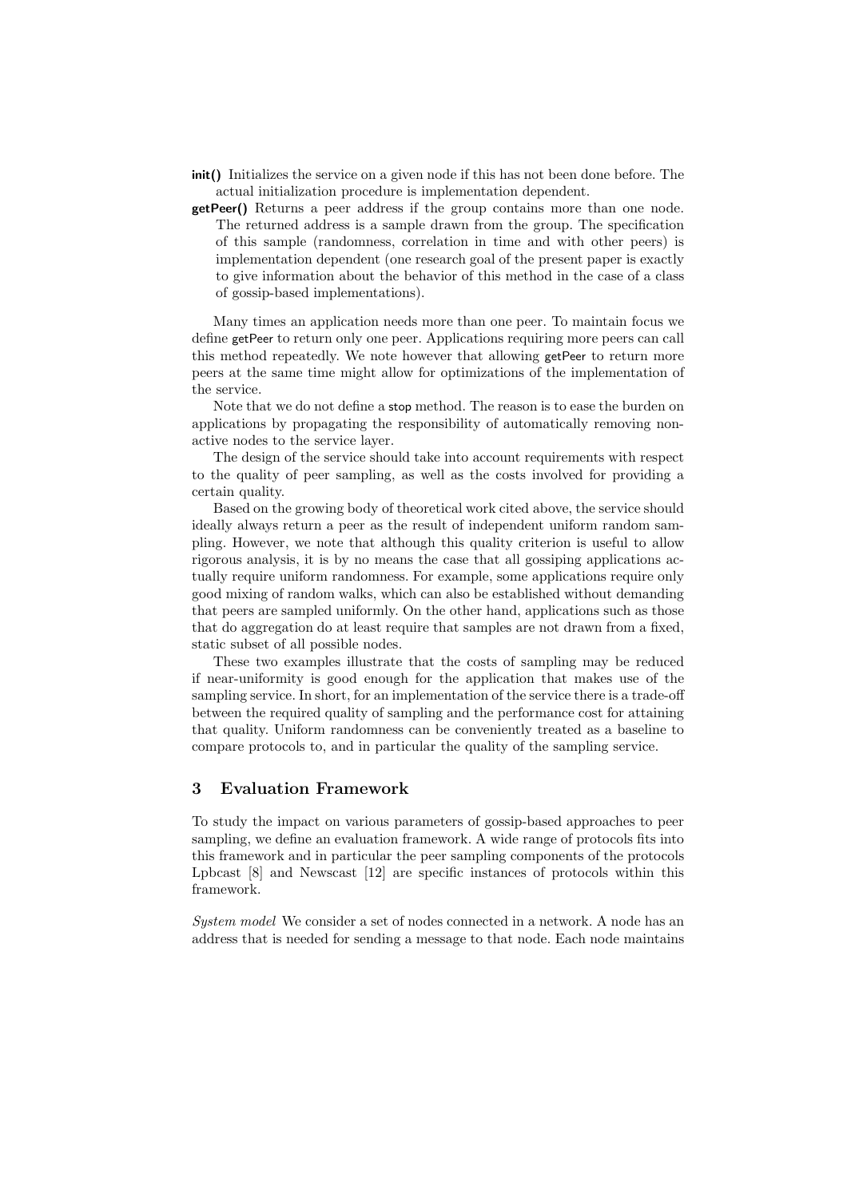**init()** Initializes the service on a given node if this has not been done before. The actual initialization procedure is implementation dependent.

**getPeer()** Returns a peer address if the group contains more than one node. The returned address is a sample drawn from the group. The specification of this sample (randomness, correlation in time and with other peers) is implementation dependent (one research goal of the present paper is exactly to give information about the behavior of this method in the case of a class of gossip-based implementations).

Many times an application needs more than one peer. To maintain focus we define getPeer to return only one peer. Applications requiring more peers can call this method repeatedly. We note however that allowing getPeer to return more peers at the same time might allow for optimizations of the implementation of the service.

Note that we do not define a stop method. The reason is to ease the burden on applications by propagating the responsibility of automatically removing non-active nodes to the service layer.

The design of the service should take into account requirements with respect to the quality of peer sampling, as well as the costs involved for providing a certain quality.

Based on the growing body of theoretical work cited above, the service should ideally always return a peer as the result of independent uniform random sampling. However, we note that although this quality criterion is useful to allow rigorous analysis, it is by no means the case that all gossiping applications actually require uniform randomness. For example, some applications require only good mixing of random walks, which can also be established without demanding that peers are sampled uniformly. On the other hand, applications such as those that do aggregation do at least require that samples are not drawn from a fixed, static subset of all possible nodes.

These two examples illustrate that the costs of sampling may be reduced if near-uniformity is good enough for the application that makes use of the sampling service. In short, for an implementation of the service there is a trade-off between the required quality of sampling and the performance cost for attaining that quality. Uniform randomness can be conveniently treated as a baseline to compare protocols to, and in particular the quality of the sampling service.

## 3 Evaluation Framework

To study the impact on various parameters of gossip-based approaches to peer sampling, we define an evaluation framework. A wide range of protocols fits into this framework and in particular the peer sampling components of the protocols Lpbcast [8] and Newscast [12] are specific instances of protocols within this framework.

*System model* We consider a set of nodes connected in a network. A node has an address that is needed for sending a message to that node. Each node maintains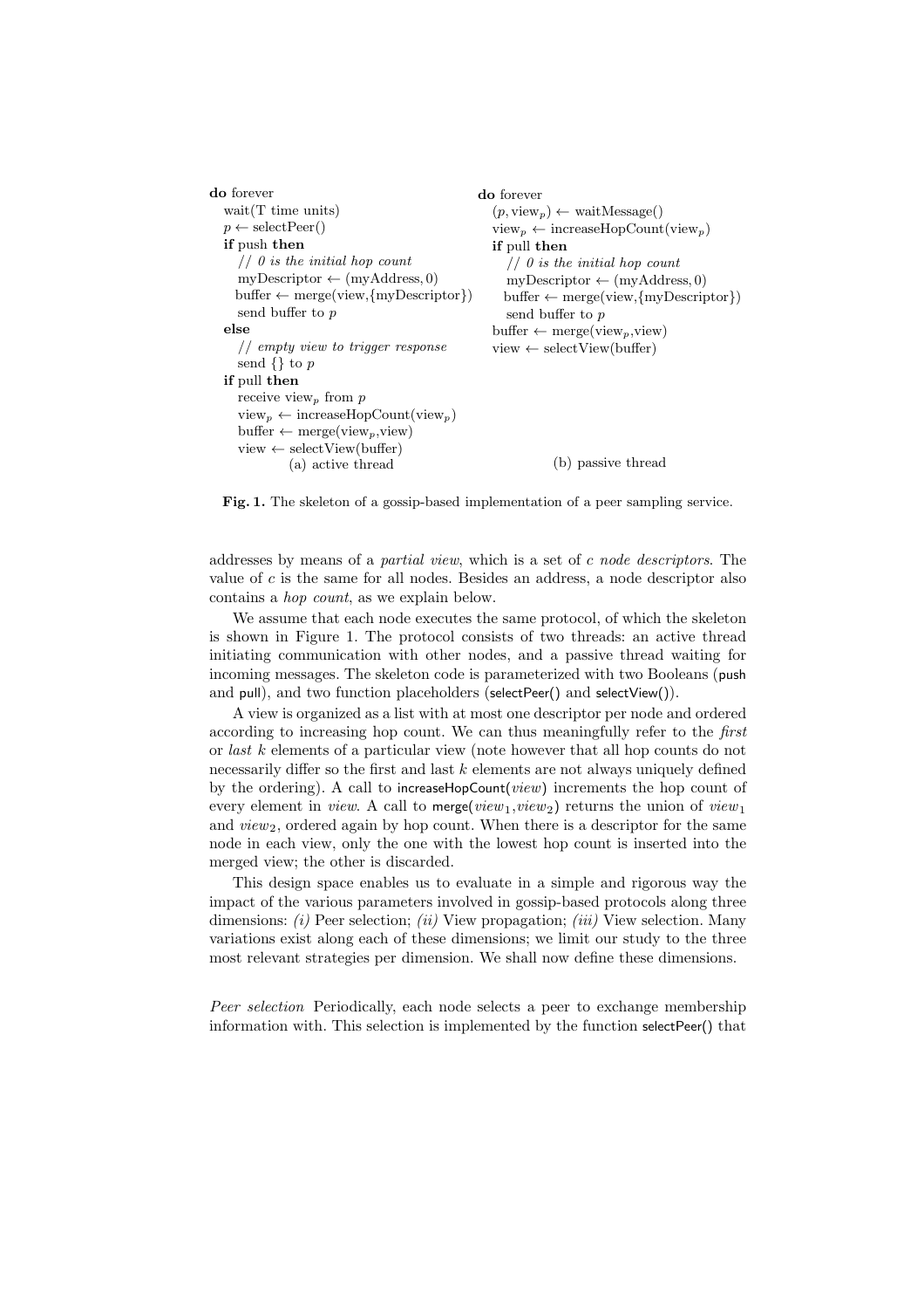```
do forever
  wait(T time units)
  p ← selectPeer()
  if push then
    // 0 is the initial hop count
    myDescriptor ← (myAddress, 0)
    buffer ← merge(view,{myDescriptor})
    send buffer to p
  else
    // empty view to trigger response
    send {} to p
  if pull then
    receive view_p from p
    view_p ← increaseHopCount(view_p)
    buffer ← merge(view_p,view)
    view ← selectView(buffer)
```

(a) active thread

```
do forever
  (p, view_p) ← waitMessage()
  view_p ← increaseHopCount(view_p)
  if pull then
    // 0 is the initial hop count
    myDescriptor ← (myAddress, 0)
    buffer ← merge(view,{myDescriptor})
    send buffer to p
  buffer ← merge(view_p,view)
  view ← selectView(buffer)
```

(b) passive thread

**Fig. 1.** The skeleton of a gossip-based implementation of a peer sampling service.

addresses by means of a *partial view*, which is a set of $c$ *node descriptors*. The value of $c$ is the same for all nodes. Besides an address, a node descriptor also contains a *hop count*, as we explain below.

We assume that each node executes the same protocol, of which the skeleton is shown in Figure 1. The protocol consists of two threads: an active thread initiating communication with other nodes, and a passive thread waiting for incoming messages. The skeleton code is parameterized with two Booleans (push and pull), and two function placeholders (selectPeer() and selectView()).

A view is organized as a list with at most one descriptor per node and ordered according to increasing hop count. We can thus meaningfully refer to the *first* or *last* $k$ elements of a particular view (note however that all hop counts do not necessarily differ so the first and last $k$ elements are not always uniquely defined by the ordering). A call to increaseHopCount(*view*) increments the hop count of every element in *view*. A call to merge($view_1$,$view_2$) returns the union of $view_1$ and $view_2$, ordered again by hop count. When there is a descriptor for the same node in each view, only the one with the lowest hop count is inserted into the merged view; the other is discarded.

This design space enables us to evaluate in a simple and rigorous way the impact of the various parameters involved in gossip-based protocols along three dimensions: *(i)* Peer selection; *(ii)* View propagation; *(iii)* View selection. Many variations exist along each of these dimensions; we limit our study to the three most relevant strategies per dimension. We shall now define these dimensions.

*Peer selection* Periodically, each node selects a peer to exchange membership information with. This selection is implemented by the function selectPeer() that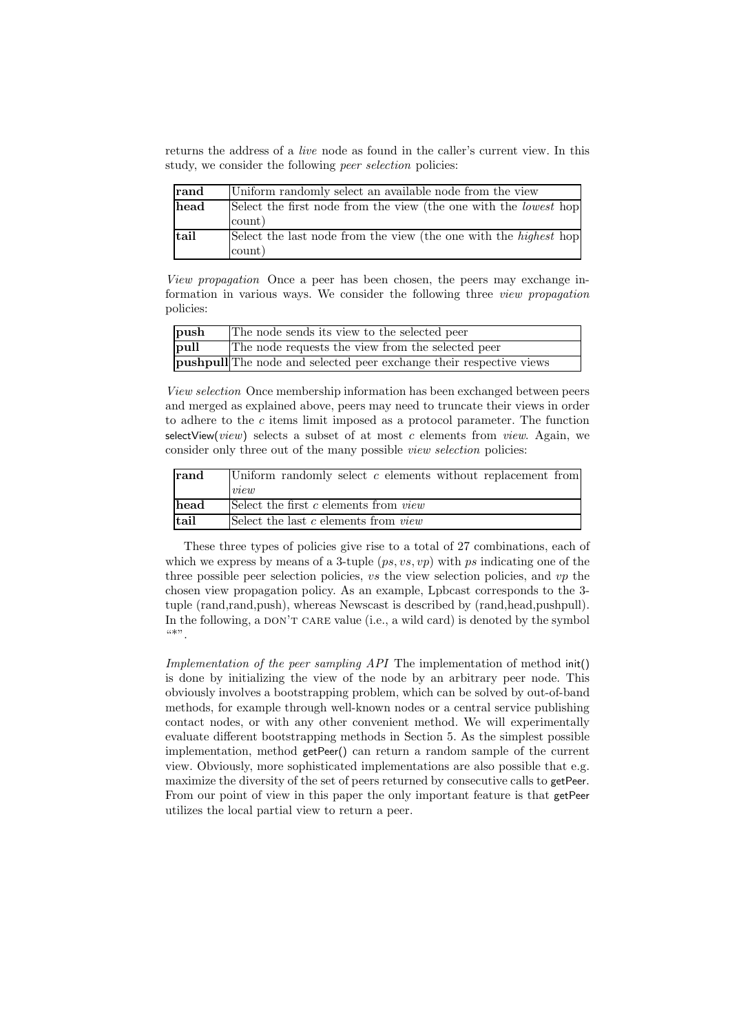returns the address of a *live* node as found in the caller's current view. In this study, we consider the following *peer selection* policies:

| | |
|---|---|
| **rand** | Uniform randomly select an available node from the view |
| **head** | Select the first node from the view (the one with the *lowest* hop count) |
| **tail** | Select the last node from the view (the one with the *highest* hop count) |

*View propagation* Once a peer has been chosen, the peers may exchange information in various ways. We consider the following three *view propagation* policies:

| | |
|---|---|
| **push** | The node sends its view to the selected peer |
| **pull** | The node requests the view from the selected peer |
| **pushpull** | The node and selected peer exchange their respective views |

*View selection* Once membership information has been exchanged between peers and merged as explained above, peers may need to truncate their views in order to adhere to the $c$ items limit imposed as a protocol parameter. The function selectView(*view*) selects a subset of at most $c$ elements from *view*. Again, we consider only three out of the many possible *view selection* policies:

| | |
|---|---|
| **rand** | Uniform randomly select $c$ elements without replacement from *view* |
| **head** | Select the first $c$ elements from *view* |
| **tail** | Select the last $c$ elements from *view* |

These three types of policies give rise to a total of 27 combinations, each of which we express by means of a 3-tuple $(ps, vs, vp)$ with $ps$ indicating one of the three possible peer selection policies, $vs$ the view selection policies, and $vp$ the chosen view propagation policy. As an example, Lpbcast corresponds to the 3-tuple (rand,rand,push), whereas Newscast is described by (rand,head,pushpull). In the following, a DON'T CARE value (i.e., a wild card) is denoted by the symbol "*".

*Implementation of the peer sampling API* The implementation of method init() is done by initializing the view of the node by an arbitrary peer node. This obviously involves a bootstrapping problem, which can be solved by out-of-band methods, for example through well-known nodes or a central service publishing contact nodes, or with any other convenient method. We will experimentally evaluate different bootstrapping methods in Section 5. As the simplest possible implementation, method getPeer() can return a random sample of the current view. Obviously, more sophisticated implementations are also possible that e.g. maximize the diversity of the set of peers returned by consecutive calls to getPeer. From our point of view in this paper the only important feature is that getPeer utilizes the local partial view to return a peer.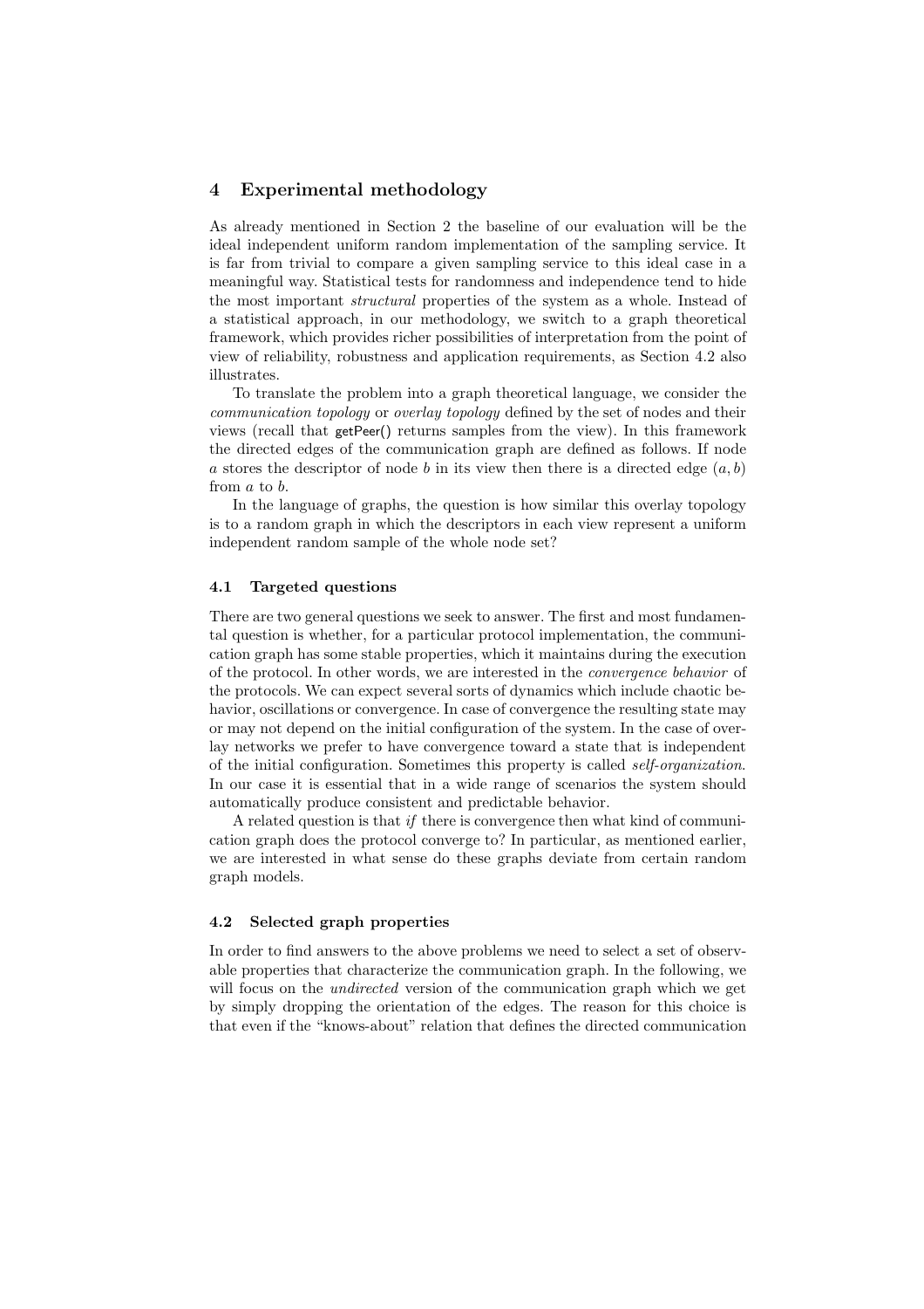## 4 Experimental methodology

As already mentioned in Section 2 the baseline of our evaluation will be the ideal independent uniform random implementation of the sampling service. It is far from trivial to compare a given sampling service to this ideal case in a meaningful way. Statistical tests for randomness and independence tend to hide the most important *structural* properties of the system as a whole. Instead of a statistical approach, in our methodology, we switch to a graph theoretical framework, which provides richer possibilities of interpretation from the point of view of reliability, robustness and application requirements, as Section 4.2 also illustrates.

To translate the problem into a graph theoretical language, we consider the *communication topology* or *overlay topology* defined by the set of nodes and their views (recall that getPeer() returns samples from the view). In this framework the directed edges of the communication graph are defined as follows. If node $a$ stores the descriptor of node $b$ in its view then there is a directed edge $(a, b)$ from $a$ to $b$.

In the language of graphs, the question is how similar this overlay topology is to a random graph in which the descriptors in each view represent a uniform independent random sample of the whole node set?

### 4.1 Targeted questions

There are two general questions we seek to answer. The first and most fundamental question is whether, for a particular protocol implementation, the communication graph has some stable properties, which it maintains during the execution of the protocol. In other words, we are interested in the *convergence behavior* of the protocols. We can expect several sorts of dynamics which include chaotic behavior, oscillations or convergence. In case of convergence the resulting state may or may not depend on the initial configuration of the system. In the case of overlay networks we prefer to have convergence toward a state that is independent of the initial configuration. Sometimes this property is called *self-organization*. In our case it is essential that in a wide range of scenarios the system should automatically produce consistent and predictable behavior.

A related question is that *if* there is convergence then what kind of communication graph does the protocol converge to? In particular, as mentioned earlier, we are interested in what sense do these graphs deviate from certain random graph models.

### 4.2 Selected graph properties

In order to find answers to the above problems we need to select a set of observable properties that characterize the communication graph. In the following, we will focus on the *undirected* version of the communication graph which we get by simply dropping the orientation of the edges. The reason for this choice is that even if the "knows-about" relation that defines the directed communication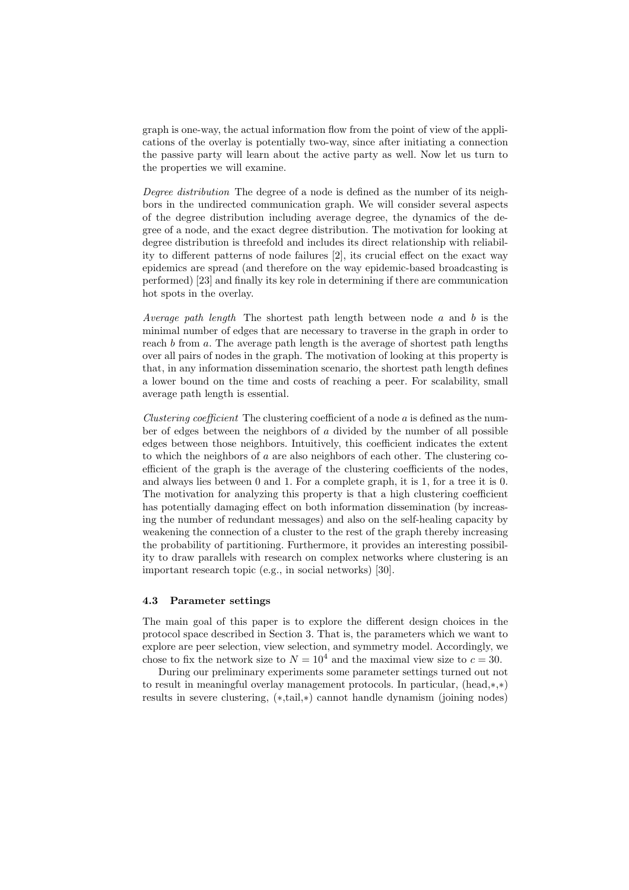graph is one-way, the actual information flow from the point of view of the applications of the overlay is potentially two-way, since after initiating a connection the passive party will learn about the active party as well. Now let us turn to the properties we will examine.

*Degree distribution* The degree of a node is defined as the number of its neighbors in the undirected communication graph. We will consider several aspects of the degree distribution including average degree, the dynamics of the degree of a node, and the exact degree distribution. The motivation for looking at degree distribution is threefold and includes its direct relationship with reliability to different patterns of node failures [2], its crucial effect on the exact way epidemics are spread (and therefore on the way epidemic-based broadcasting is performed) [23] and finally its key role in determining if there are communication hot spots in the overlay.

*Average path length* The shortest path length between node $a$ and $b$ is the minimal number of edges that are necessary to traverse in the graph in order to reach $b$ from $a$. The average path length is the average of shortest path lengths over all pairs of nodes in the graph. The motivation of looking at this property is that, in any information dissemination scenario, the shortest path length defines a lower bound on the time and costs of reaching a peer. For scalability, small average path length is essential.

*Clustering coefficient* The clustering coefficient of a node $a$ is defined as the number of edges between the neighbors of $a$ divided by the number of all possible edges between those neighbors. Intuitively, this coefficient indicates the extent to which the neighbors of $a$ are also neighbors of each other. The clustering coefficient of the graph is the average of the clustering coefficients of the nodes, and always lies between 0 and 1. For a complete graph, it is 1, for a tree it is 0. The motivation for analyzing this property is that a high clustering coefficient has potentially damaging effect on both information dissemination (by increasing the number of redundant messages) and also on the self-healing capacity by weakening the connection of a cluster to the rest of the graph thereby increasing the probability of partitioning. Furthermore, it provides an interesting possibility to draw parallels with research on complex networks where clustering is an important research topic (e.g., in social networks) [30].

### 4.3 Parameter settings

The main goal of this paper is to explore the different design choices in the protocol space described in Section 3. That is, the parameters which we want to explore are peer selection, view selection, and symmetry model. Accordingly, we chose to fix the network size to $N = 10^4$ and the maximal view size to $c = 30$.

During our preliminary experiments some parameter settings turned out not to result in meaningful overlay management protocols. In particular, (head,$*$,$*$) results in severe clustering, ($*$,tail,$*$) cannot handle dynamism (joining nodes)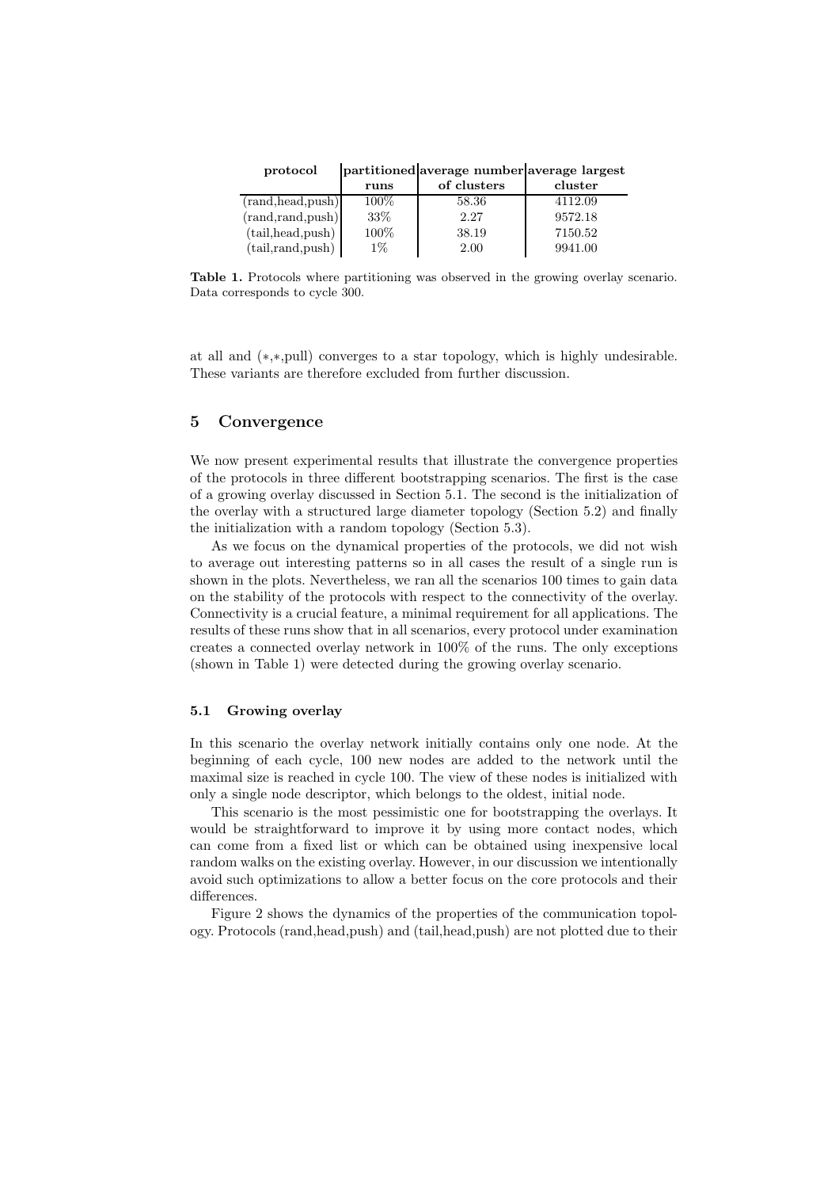| protocol | partitioned runs | average number of clusters | average largest cluster |
|---|---|---|---|
| (rand,head,push) | 100% | 58.36 | 4112.09 |
| (rand,rand,push) | 33% | 2.27 | 9572.18 |
| (tail,head,push) | 100% | 38.19 | 7150.52 |
| (tail,rand,push) | 1% | 2.00 | 9941.00 |

**Table 1.** Protocols where partitioning was observed in the growing overlay scenario. Data corresponds to cycle 300.

at all and (∗,∗,pull) converges to a star topology, which is highly undesirable. These variants are therefore excluded from further discussion.

## 5 Convergence

We now present experimental results that illustrate the convergence properties of the protocols in three different bootstrapping scenarios. The first is the case of a growing overlay discussed in Section 5.1. The second is the initialization of the overlay with a structured large diameter topology (Section 5.2) and finally the initialization with a random topology (Section 5.3).

As we focus on the dynamical properties of the protocols, we did not wish to average out interesting patterns so in all cases the result of a single run is shown in the plots. Nevertheless, we ran all the scenarios 100 times to gain data on the stability of the protocols with respect to the connectivity of the overlay. Connectivity is a crucial feature, a minimal requirement for all applications. The results of these runs show that in all scenarios, every protocol under examination creates a connected overlay network in 100% of the runs. The only exceptions (shown in Table 1) were detected during the growing overlay scenario.

### 5.1 Growing overlay

In this scenario the overlay network initially contains only one node. At the beginning of each cycle, 100 new nodes are added to the network until the maximal size is reached in cycle 100. The view of these nodes is initialized with only a single node descriptor, which belongs to the oldest, initial node.

This scenario is the most pessimistic one for bootstrapping the overlays. It would be straightforward to improve it by using more contact nodes, which can come from a fixed list or which can be obtained using inexpensive local random walks on the existing overlay. However, in our discussion we intentionally avoid such optimizations to allow a better focus on the core protocols and their differences.

Figure 2 shows the dynamics of the properties of the communication topology. Protocols (rand,head,push) and (tail,head,push) are not plotted due to their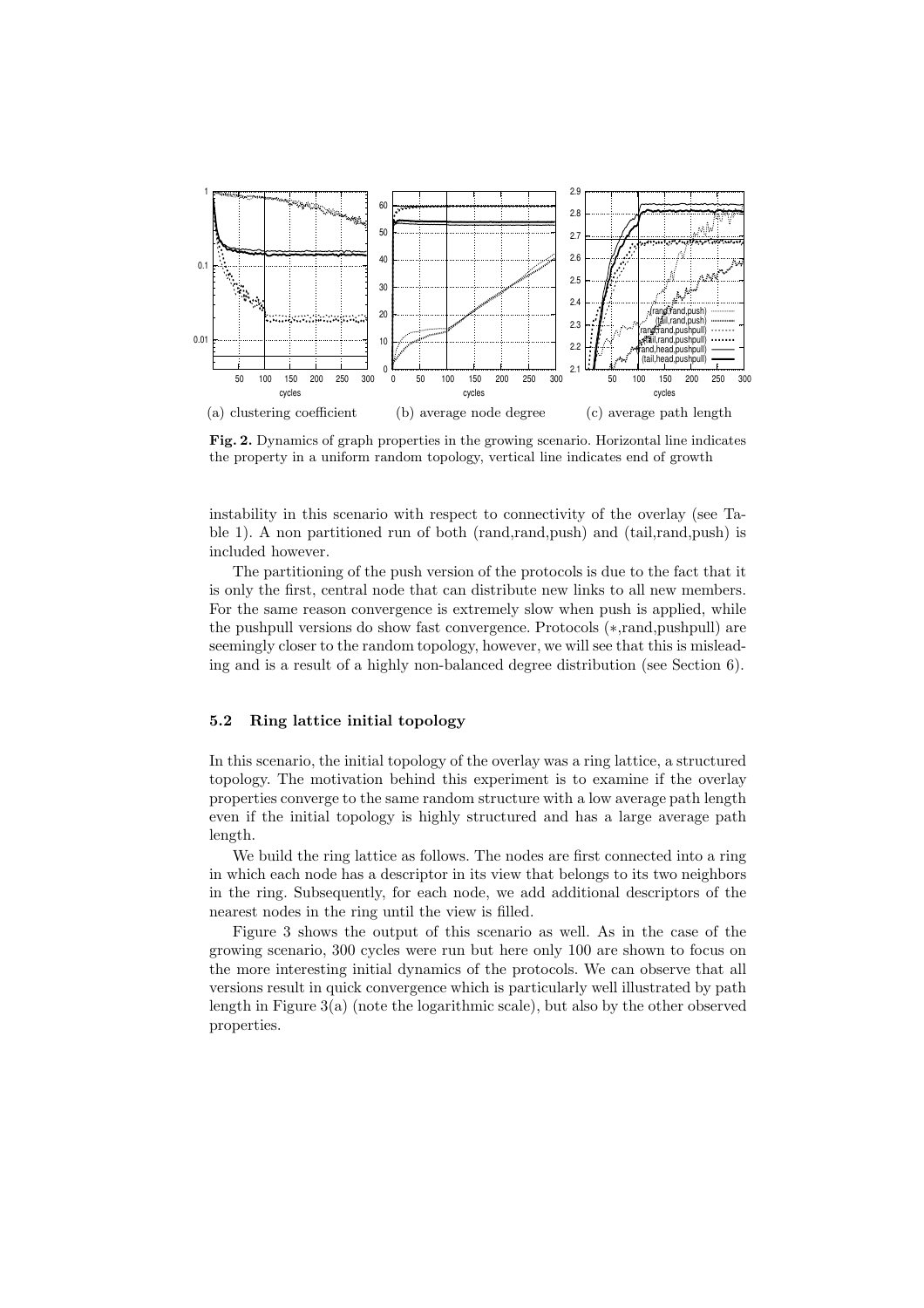(a) clustering coefficient (b) average node degree (c) average path length

**Fig. 2.** Dynamics of graph properties in the growing scenario. Horizontal line indicates the property in a uniform random topology, vertical line indicates end of growth

instability in this scenario with respect to connectivity of the overlay (see Table 1). A non partitioned run of both (rand,rand,push) and (tail,rand,push) is included however.

The partitioning of the push version of the protocols is due to the fact that it is only the first, central node that can distribute new links to all new members. For the same reason convergence is extremely slow when push is applied, while the pushpull versions do show fast convergence. Protocols (∗,rand,pushpull) are seemingly closer to the random topology, however, we will see that this is misleading and is a result of a highly non-balanced degree distribution (see Section 6).

### 5.2 Ring lattice initial topology

In this scenario, the initial topology of the overlay was a ring lattice, a structured topology. The motivation behind this experiment is to examine if the overlay properties converge to the same random structure with a low average path length even if the initial topology is highly structured and has a large average path length.

We build the ring lattice as follows. The nodes are first connected into a ring in which each node has a descriptor in its view that belongs to its two neighbors in the ring. Subsequently, for each node, we add additional descriptors of the nearest nodes in the ring until the view is filled.

Figure 3 shows the output of this scenario as well. As in the case of the growing scenario, 300 cycles were run but here only 100 are shown to focus on the more interesting initial dynamics of the protocols. We can observe that all versions result in quick convergence which is particularly well illustrated by path length in Figure 3(a) (note the logarithmic scale), but also by the other observed properties.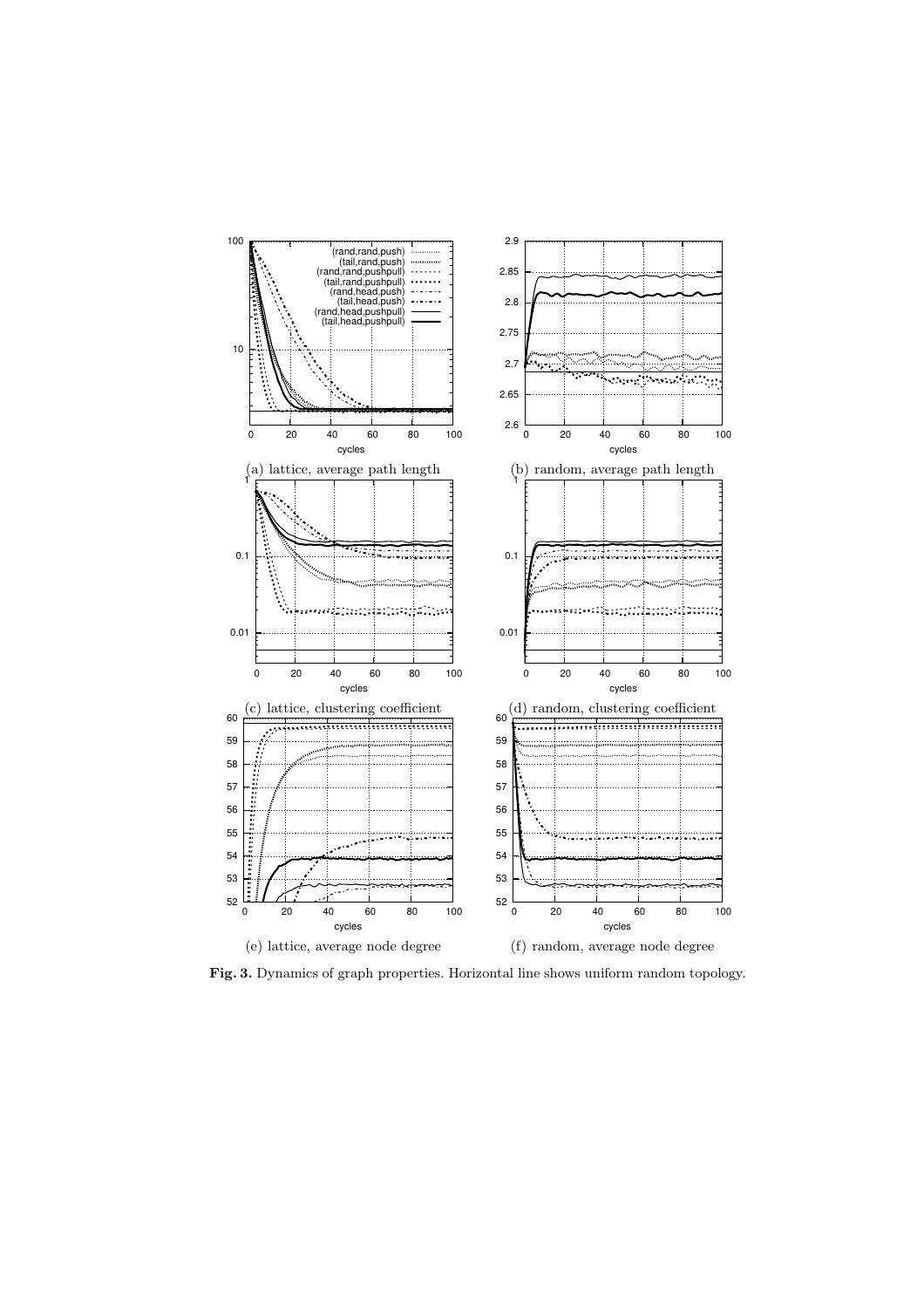(a) lattice, average path length

(b) random, average path length

(c) lattice, clustering coefficient

(d) random, clustering coefficient

(e) lattice, average node degree

(f) random, average node degree

**Fig. 3.** Dynamics of graph properties. Horizontal line shows uniform random topology.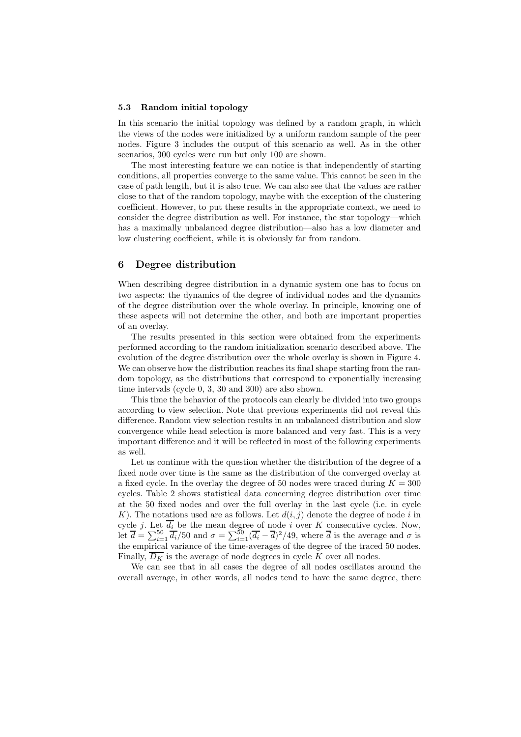### 5.3 Random initial topology

In this scenario the initial topology was defined by a random graph, in which the views of the nodes were initialized by a uniform random sample of the peer nodes. Figure 3 includes the output of this scenario as well. As in the other scenarios, 300 cycles were run but only 100 are shown.

The most interesting feature we can notice is that independently of starting conditions, all properties converge to the same value. This cannot be seen in the case of path length, but it is also true. We can also see that the values are rather close to that of the random topology, maybe with the exception of the clustering coefficient. However, to put these results in the appropriate context, we need to consider the degree distribution as well. For instance, the star topology—which has a maximally unbalanced degree distribution—also has a low diameter and low clustering coefficient, while it is obviously far from random.

## 6 Degree distribution

When describing degree distribution in a dynamic system one has to focus on two aspects: the dynamics of the degree of individual nodes and the dynamics of the degree distribution over the whole overlay. In principle, knowing one of these aspects will not determine the other, and both are important properties of an overlay.

The results presented in this section were obtained from the experiments performed according to the random initialization scenario described above. The evolution of the degree distribution over the whole overlay is shown in Figure 4. We can observe how the distribution reaches its final shape starting from the random topology, as the distributions that correspond to exponentially increasing time intervals (cycle 0, 3, 30 and 300) are also shown.

This time the behavior of the protocols can clearly be divided into two groups according to view selection. Note that previous experiments did not reveal this difference. Random view selection results in an unbalanced distribution and slow convergence while head selection is more balanced and very fast. This is a very important difference and it will be reflected in most of the following experiments as well.

Let us continue with the question whether the distribution of the degree of a fixed node over time is the same as the distribution of the converged overlay at a fixed cycle. In the overlay the degree of 50 nodes were traced during $K = 300$ cycles. Table 2 shows statistical data concerning degree distribution over time at the 50 fixed nodes and over the full overlay in the last cycle (i.e. in cycle $K$). The notations used are as follows. Let $d(i, j)$ denote the degree of node $i$ in cycle $j$. Let $\overline{d_i}$ be the mean degree of node $i$ over $K$ consecutive cycles. Now, let $\overline{d} = \sum_{i=1}^{50} \overline{d_i}/50$ and $\sigma = \sum_{i=1}^{50} (\overline{d_i} - \overline{d})^2/49$, where $\overline{d}$ is the average and $\sigma$ is the empirical variance of the time-averages of the degree of the traced 50 nodes. Finally, $\overline{D_K}$ is the average of node degrees in cycle $K$ over all nodes.

We can see that in all cases the degree of all nodes oscillates around the overall average, in other words, all nodes tend to have the same degree, there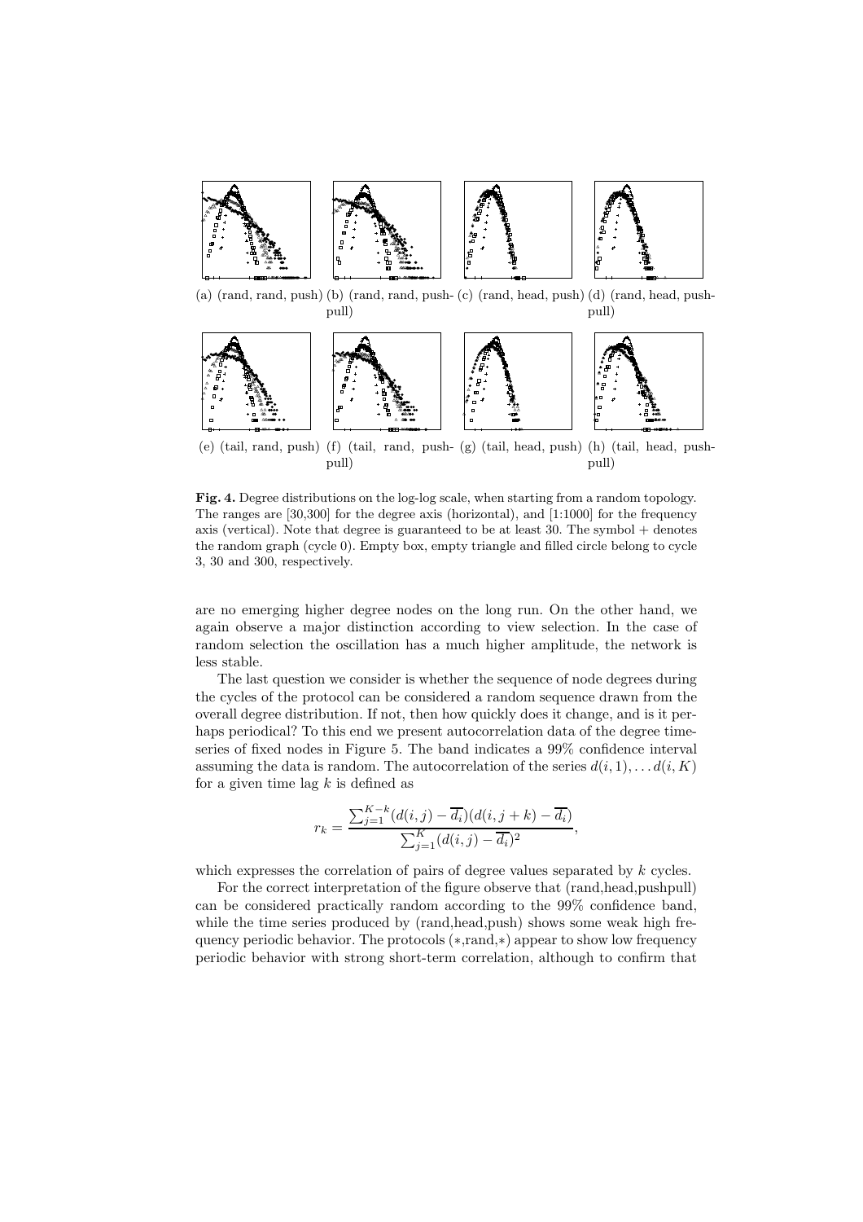(a) (rand, rand, push) (b) (rand, rand, push-pull) (c) (rand, head, push) (d) (rand, head, push-pull)

(e) (tail, rand, push) (f) (tail, rand, push-pull) (g) (tail, head, push) (h) (tail, head, push-pull)

**Fig. 4.** Degree distributions on the log-log scale, when starting from a random topology. The ranges are [30,300] for the degree axis (horizontal), and [1:1000] for the frequency axis (vertical). Note that degree is guaranteed to be at least 30. The symbol + denotes the random graph (cycle 0). Empty box, empty triangle and filled circle belong to cycle 3, 30 and 300, respectively.

are no emerging higher degree nodes on the long run. On the other hand, we again observe a major distinction according to view selection. In the case of random selection the oscillation has a much higher amplitude, the network is less stable.

The last question we consider is whether the sequence of node degrees during the cycles of the protocol can be considered a random sequence drawn from the overall degree distribution. If not, then how quickly does it change, and is it perhaps periodical? To this end we present autocorrelation data of the degree time-series of fixed nodes in Figure 5. The band indicates a 99% confidence interval assuming the data is random. The autocorrelation of the series $d(i,1), \ldots d(i,K)$ for a given time lag $k$ is defined as

$$r_k = \frac{\sum_{j=1}^{K-k}(d(i,j) - \overline{d_i})(d(i,j+k) - \overline{d_i})}{\sum_{j=1}^{K}(d(i,j) - \overline{d_i})^2},$$

which expresses the correlation of pairs of degree values separated by $k$ cycles.

For the correct interpretation of the figure observe that (rand,head,pushpull) can be considered practically random according to the 99% confidence band, while the time series produced by (rand,head,push) shows some weak high frequency periodic behavior. The protocols (∗,rand,∗) appear to show low frequency periodic behavior with strong short-term correlation, although to confirm that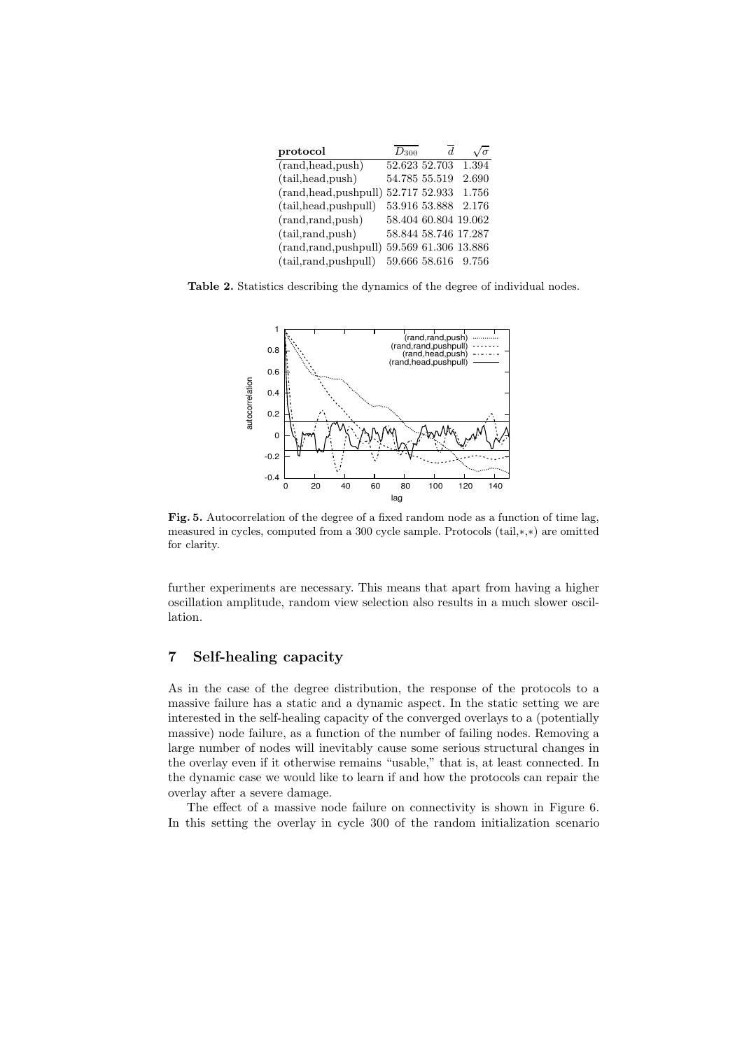| protocol | $\overline{D_{300}}$ | $\overline{d}$ | $\sqrt{\sigma}$ |
|---|---|---|---|
| (rand,head,push) | 52.623 | 52.703 | 1.394 |
| (tail,head,push) | 54.785 | 55.519 | 2.690 |
| (rand,head,pushpull) | 52.717 | 52.933 | 1.756 |
| (tail,head,pushpull) | 53.916 | 53.888 | 2.176 |
| (rand,rand,push) | 58.404 | 60.804 | 19.062 |
| (tail,rand,push) | 58.844 | 58.746 | 17.287 |
| (rand,rand,pushpull) | 59.569 | 61.306 | 13.886 |
| (tail,rand,pushpull) | 59.666 | 58.616 | 9.756 |

**Table 2.** Statistics describing the dynamics of the degree of individual nodes.

**Fig. 5.** Autocorrelation of the degree of a fixed random node as a function of time lag, measured in cycles, computed from a 300 cycle sample. Protocols (tail,∗,∗) are omitted for clarity.

further experiments are necessary. This means that apart from having a higher oscillation amplitude, random view selection also results in a much slower oscillation.

## 7 Self-healing capacity

As in the case of the degree distribution, the response of the protocols to a massive failure has a static and a dynamic aspect. In the static setting we are interested in the self-healing capacity of the converged overlays to a (potentially massive) node failure, as a function of the number of failing nodes. Removing a large number of nodes will inevitably cause some serious structural changes in the overlay even if it otherwise remains "usable," that is, at least connected. In the dynamic case we would like to learn if and how the protocols can repair the overlay after a severe damage.

The effect of a massive node failure on connectivity is shown in Figure 6. In this setting the overlay in cycle 300 of the random initialization scenario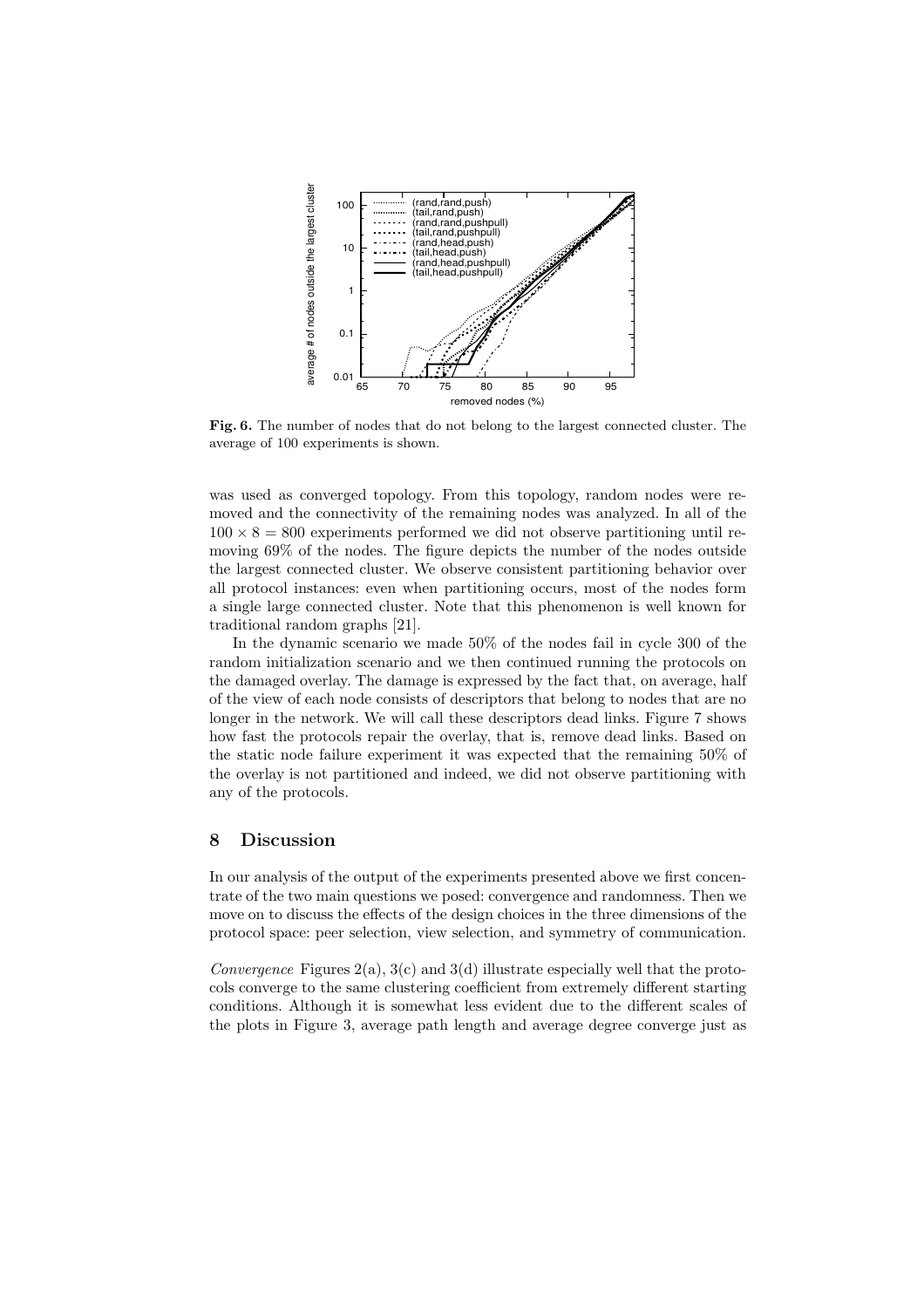**Fig. 6.** The number of nodes that do not belong to the largest connected cluster. The average of 100 experiments is shown.

was used as converged topology. From this topology, random nodes were removed and the connectivity of the remaining nodes was analyzed. In all of the $100 \times 8 = 800$ experiments performed we did not observe partitioning until removing 69% of the nodes. The figure depicts the number of the nodes outside the largest connected cluster. We observe consistent partitioning behavior over all protocol instances: even when partitioning occurs, most of the nodes form a single large connected cluster. Note that this phenomenon is well known for traditional random graphs [21].

In the dynamic scenario we made 50% of the nodes fail in cycle 300 of the random initialization scenario and we then continued running the protocols on the damaged overlay. The damage is expressed by the fact that, on average, half of the view of each node consists of descriptors that belong to nodes that are no longer in the network. We will call these descriptors dead links. Figure 7 shows how fast the protocols repair the overlay, that is, remove dead links. Based on the static node failure experiment it was expected that the remaining 50% of the overlay is not partitioned and indeed, we did not observe partitioning with any of the protocols.

## 8 Discussion

In our analysis of the output of the experiments presented above we first concentrate of the two main questions we posed: convergence and randomness. Then we move on to discuss the effects of the design choices in the three dimensions of the protocol space: peer selection, view selection, and symmetry of communication.

*Convergence* Figures 2(a), 3(c) and 3(d) illustrate especially well that the protocols converge to the same clustering coefficient from extremely different starting conditions. Although it is somewhat less evident due to the different scales of the plots in Figure 3, average path length and average degree converge just as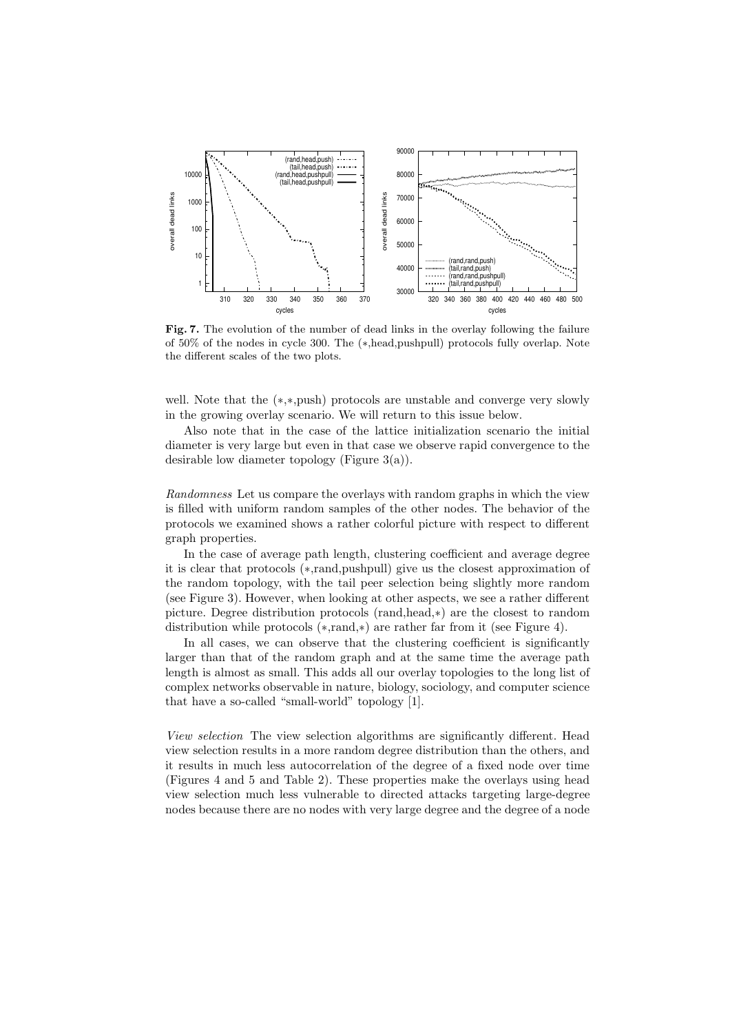overall dead links

10000

1000

100

10

1

310 320 330 340 350 360 370

cycles

(rand,head,push)
(tail,head,push)
(rand,head,pushpull)
(tail,head,pushpull)

overall dead links

90000

80000

70000

60000

50000

40000

30000

320 340 360 380 400 420 440 460 480 500

cycles

(rand,rand,push)
(tail,rand,push)
(rand,rand,pushpull)
(tail,rand,pushpull)

**Fig. 7.** The evolution of the number of dead links in the overlay following the failure of 50% of the nodes in cycle 300. The (∗,head,pushpull) protocols fully overlap. Note the different scales of the two plots.

well. Note that the (∗,∗,push) protocols are unstable and converge very slowly in the growing overlay scenario. We will return to this issue below.

Also note that in the case of the lattice initialization scenario the initial diameter is very large but even in that case we observe rapid convergence to the desirable low diameter topology (Figure 3(a)).

*Randomness* Let us compare the overlays with random graphs in which the view is filled with uniform random samples of the other nodes. The behavior of the protocols we examined shows a rather colorful picture with respect to different graph properties.

In the case of average path length, clustering coefficient and average degree it is clear that protocols (∗,rand,pushpull) give us the closest approximation of the random topology, with the tail peer selection being slightly more random (see Figure 3). However, when looking at other aspects, we see a rather different picture. Degree distribution protocols (rand,head,∗) are the closest to random distribution while protocols (∗,rand,∗) are rather far from it (see Figure 4).

In all cases, we can observe that the clustering coefficient is significantly larger than that of the random graph and at the same time the average path length is almost as small. This adds all our overlay topologies to the long list of complex networks observable in nature, biology, sociology, and computer science that have a so-called "small-world" topology [1].

*View selection* The view selection algorithms are significantly different. Head view selection results in a more random degree distribution than the others, and it results in much less autocorrelation of the degree of a fixed node over time (Figures 4 and 5 and Table 2). These properties make the overlays using head view selection much less vulnerable to directed attacks targeting large-degree nodes because there are no nodes with very large degree and the degree of a node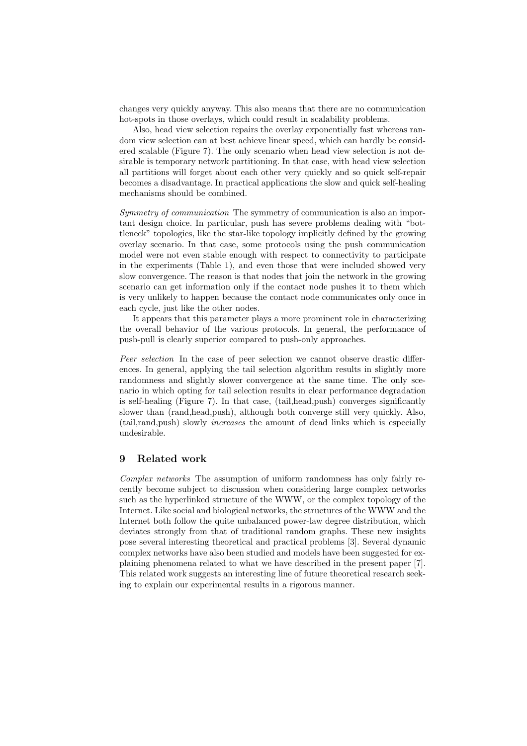changes very quickly anyway. This also means that there are no communication hot-spots in those overlays, which could result in scalability problems.

Also, head view selection repairs the overlay exponentially fast whereas random view selection can at best achieve linear speed, which can hardly be considered scalable (Figure 7). The only scenario when head view selection is not desirable is temporary network partitioning. In that case, with head view selection all partitions will forget about each other very quickly and so quick self-repair becomes a disadvantage. In practical applications the slow and quick self-healing mechanisms should be combined.

*Symmetry of communication* The symmetry of communication is also an important design choice. In particular, push has severe problems dealing with "bottleneck" topologies, like the star-like topology implicitly defined by the growing overlay scenario. In that case, some protocols using the push communication model were not even stable enough with respect to connectivity to participate in the experiments (Table 1), and even those that were included showed very slow convergence. The reason is that nodes that join the network in the growing scenario can get information only if the contact node pushes it to them which is very unlikely to happen because the contact node communicates only once in each cycle, just like the other nodes.

It appears that this parameter plays a more prominent role in characterizing the overall behavior of the various protocols. In general, the performance of push-pull is clearly superior compared to push-only approaches.

*Peer selection* In the case of peer selection we cannot observe drastic differences. In general, applying the tail selection algorithm results in slightly more randomness and slightly slower convergence at the same time. The only scenario in which opting for tail selection results in clear performance degradation is self-healing (Figure 7). In that case, (tail,head,push) converges significantly slower than (rand,head,push), although both converge still very quickly. Also, (tail,rand,push) slowly *increases* the amount of dead links which is especially undesirable.

## 9 Related work

*Complex networks* The assumption of uniform randomness has only fairly recently become subject to discussion when considering large complex networks such as the hyperlinked structure of the WWW, or the complex topology of the Internet. Like social and biological networks, the structures of the WWW and the Internet both follow the quite unbalanced power-law degree distribution, which deviates strongly from that of traditional random graphs. These new insights pose several interesting theoretical and practical problems [3]. Several dynamic complex networks have also been studied and models have been suggested for explaining phenomena related to what we have described in the present paper [7]. This related work suggests an interesting line of future theoretical research seeking to explain our experimental results in a rigorous manner.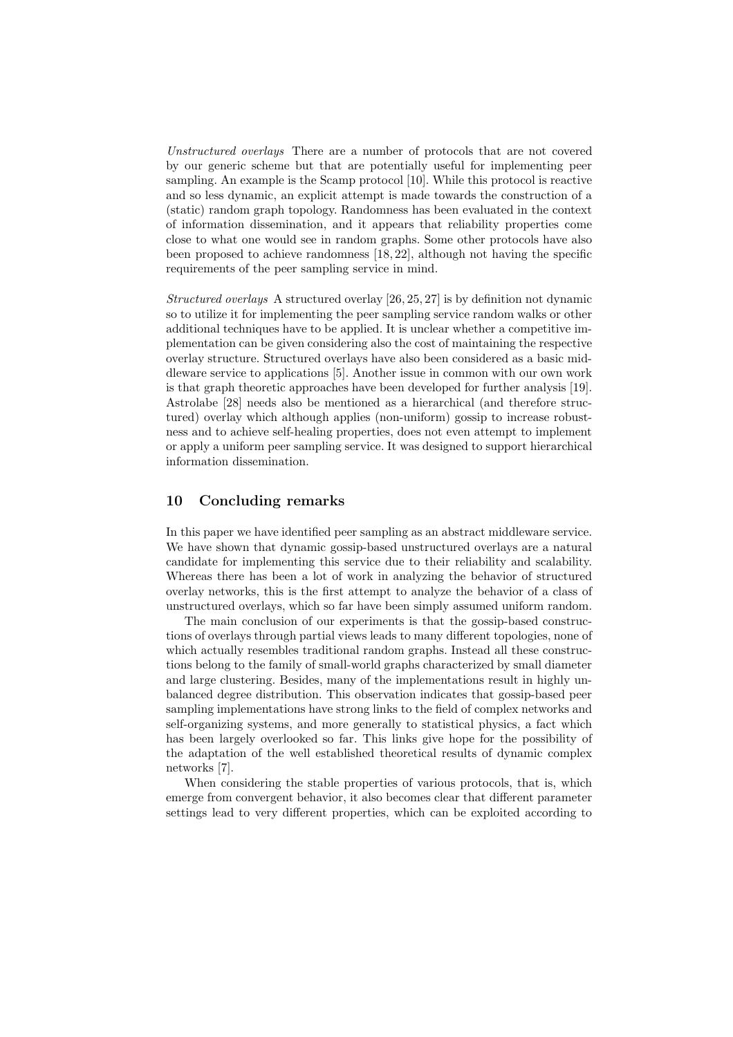*Unstructured overlays* There are a number of protocols that are not covered by our generic scheme but that are potentially useful for implementing peer sampling. An example is the Scamp protocol [10]. While this protocol is reactive and so less dynamic, an explicit attempt is made towards the construction of a (static) random graph topology. Randomness has been evaluated in the context of information dissemination, and it appears that reliability properties come close to what one would see in random graphs. Some other protocols have also been proposed to achieve randomness [18, 22], although not having the specific requirements of the peer sampling service in mind.

*Structured overlays* A structured overlay [26, 25, 27] is by definition not dynamic so to utilize it for implementing the peer sampling service random walks or other additional techniques have to be applied. It is unclear whether a competitive implementation can be given considering also the cost of maintaining the respective overlay structure. Structured overlays have also been considered as a basic middleware service to applications [5]. Another issue in common with our own work is that graph theoretic approaches have been developed for further analysis [19]. Astrolabe [28] needs also be mentioned as a hierarchical (and therefore structured) overlay which although applies (non-uniform) gossip to increase robustness and to achieve self-healing properties, does not even attempt to implement or apply a uniform peer sampling service. It was designed to support hierarchical information dissemination.

## 10 Concluding remarks

In this paper we have identified peer sampling as an abstract middleware service. We have shown that dynamic gossip-based unstructured overlays are a natural candidate for implementing this service due to their reliability and scalability. Whereas there has been a lot of work in analyzing the behavior of structured overlay networks, this is the first attempt to analyze the behavior of a class of unstructured overlays, which so far have been simply assumed uniform random.

The main conclusion of our experiments is that the gossip-based constructions of overlays through partial views leads to many different topologies, none of which actually resembles traditional random graphs. Instead all these constructions belong to the family of small-world graphs characterized by small diameter and large clustering. Besides, many of the implementations result in highly unbalanced degree distribution. This observation indicates that gossip-based peer sampling implementations have strong links to the field of complex networks and self-organizing systems, and more generally to statistical physics, a fact which has been largely overlooked so far. This links give hope for the possibility of the adaptation of the well established theoretical results of dynamic complex networks [7].

When considering the stable properties of various protocols, that is, which emerge from convergent behavior, it also becomes clear that different parameter settings lead to very different properties, which can be exploited according to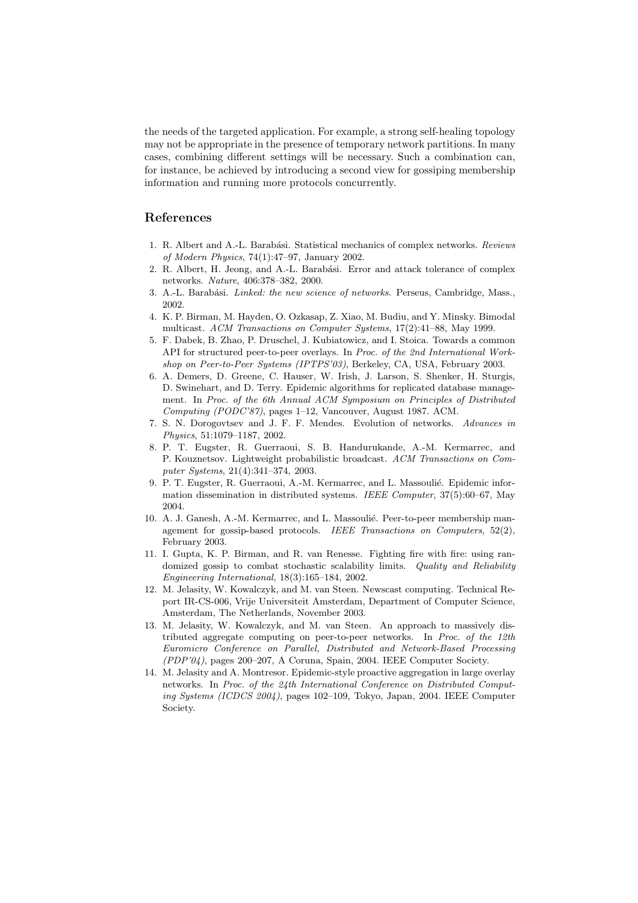the needs of the targeted application. For example, a strong self-healing topology may not be appropriate in the presence of temporary network partitions. In many cases, combining different settings will be necessary. Such a combination can, for instance, be achieved by introducing a second view for gossiping membership information and running more protocols concurrently.

## References

1. R. Albert and A.-L. Barabási. Statistical mechanics of complex networks. *Reviews of Modern Physics*, 74(1):47–97, January 2002.
2. R. Albert, H. Jeong, and A.-L. Barabási. Error and attack tolerance of complex networks. *Nature*, 406:378–382, 2000.
3. A.-L. Barabási. *Linked: the new science of networks*. Perseus, Cambridge, Mass., 2002.
4. K. P. Birman, M. Hayden, O. Ozkasap, Z. Xiao, M. Budiu, and Y. Minsky. Bimodal multicast. *ACM Transactions on Computer Systems*, 17(2):41–88, May 1999.
5. F. Dabek, B. Zhao, P. Druschel, J. Kubiatowicz, and I. Stoica. Towards a common API for structured peer-to-peer overlays. In *Proc. of the 2nd International Workshop on Peer-to-Peer Systems (IPTPS'03)*, Berkeley, CA, USA, February 2003.
6. A. Demers, D. Greene, C. Hauser, W. Irish, J. Larson, S. Shenker, H. Sturgis, D. Swinehart, and D. Terry. Epidemic algorithms for replicated database management. In *Proc. of the 6th Annual ACM Symposium on Principles of Distributed Computing (PODC'87)*, pages 1–12, Vancouver, August 1987. ACM.
7. S. N. Dorogovtsev and J. F. F. Mendes. Evolution of networks. *Advances in Physics*, 51:1079–1187, 2002.
8. P. T. Eugster, R. Guerraoui, S. B. Handurukande, A.-M. Kermarrec, and P. Kouznetsov. Lightweight probabilistic broadcast. *ACM Transactions on Computer Systems*, 21(4):341–374, 2003.
9. P. T. Eugster, R. Guerraoui, A.-M. Kermarrec, and L. Massoulié. Epidemic information dissemination in distributed systems. *IEEE Computer*, 37(5):60–67, May 2004.
10. A. J. Ganesh, A.-M. Kermarrec, and L. Massoulié. Peer-to-peer membership management for gossip-based protocols. *IEEE Transactions on Computers*, 52(2), February 2003.
11. I. Gupta, K. P. Birman, and R. van Renesse. Fighting fire with fire: using randomized gossip to combat stochastic scalability limits. *Quality and Reliability Engineering International*, 18(3):165–184, 2002.
12. M. Jelasity, W. Kowalczyk, and M. van Steen. Newscast computing. Technical Report IR-CS-006, Vrije Universiteit Amsterdam, Department of Computer Science, Amsterdam, The Netherlands, November 2003.
13. M. Jelasity, W. Kowalczyk, and M. van Steen. An approach to massively distributed aggregate computing on peer-to-peer networks. In *Proc. of the 12th Euromicro Conference on Parallel, Distributed and Network-Based Processing (PDP'04)*, pages 200–207, A Coruna, Spain, 2004. IEEE Computer Society.
14. M. Jelasity and A. Montresor. Epidemic-style proactive aggregation in large overlay networks. In *Proc. of the 24th International Conference on Distributed Computing Systems (ICDCS 2004)*, pages 102–109, Tokyo, Japan, 2004. IEEE Computer Society.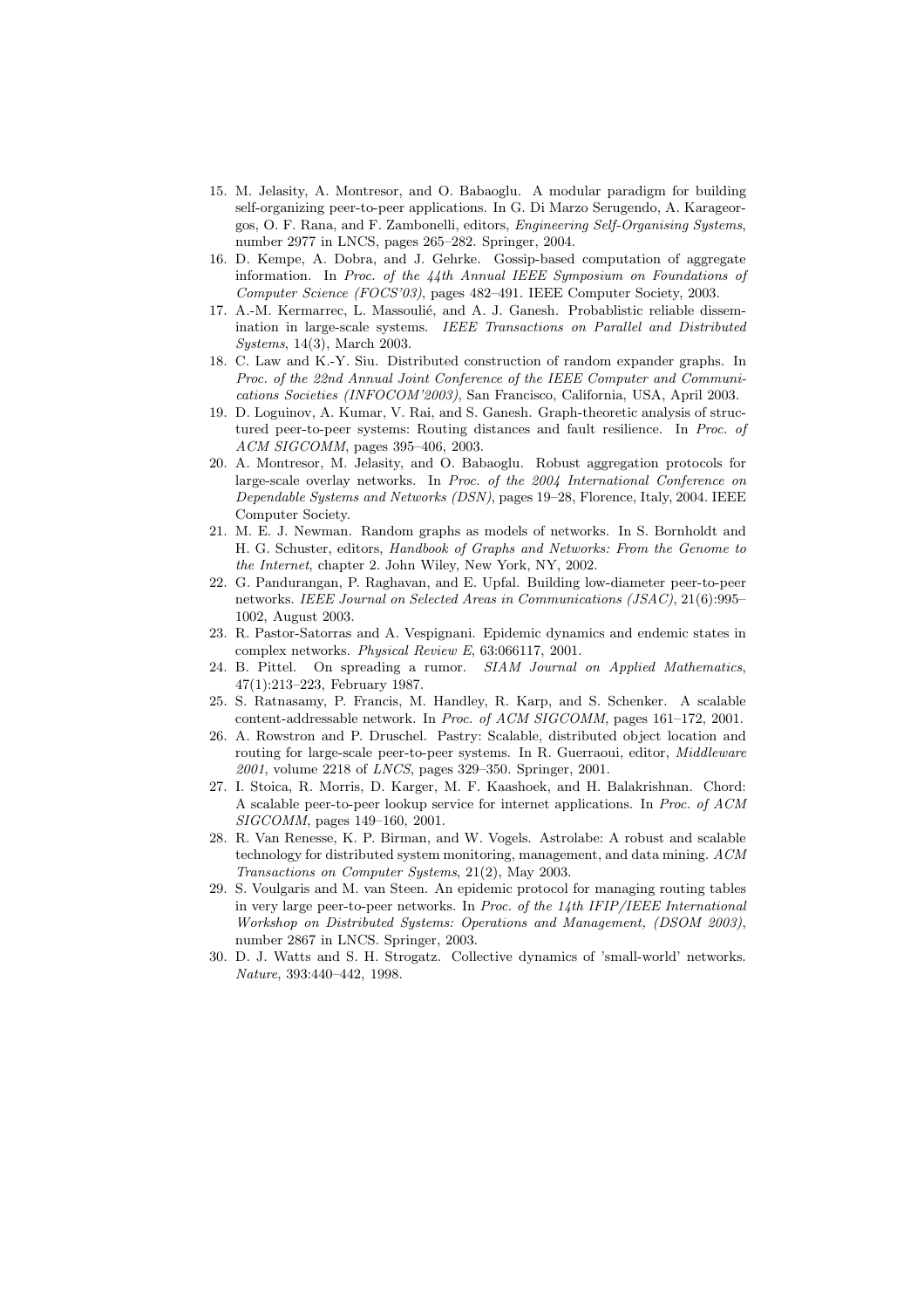15. M. Jelasity, A. Montresor, and O. Babaoglu. A modular paradigm for building self-organizing peer-to-peer applications. In G. Di Marzo Serugendo, A. Karageorgos, O. F. Rana, and F. Zambonelli, editors, *Engineering Self-Organising Systems*, number 2977 in LNCS, pages 265–282. Springer, 2004.
16. D. Kempe, A. Dobra, and J. Gehrke. Gossip-based computation of aggregate information. In *Proc. of the 44th Annual IEEE Symposium on Foundations of Computer Science (FOCS'03)*, pages 482–491. IEEE Computer Society, 2003.
17. A.-M. Kermarrec, L. Massoulié, and A. J. Ganesh. Probablistic reliable dissemination in large-scale systems. *IEEE Transactions on Parallel and Distributed Systems*, 14(3), March 2003.
18. C. Law and K.-Y. Siu. Distributed construction of random expander graphs. In *Proc. of the 22nd Annual Joint Conference of the IEEE Computer and Communications Societies (INFOCOM'2003)*, San Francisco, California, USA, April 2003.
19. D. Loguinov, A. Kumar, V. Rai, and S. Ganesh. Graph-theoretic analysis of structured peer-to-peer systems: Routing distances and fault resilience. In *Proc. of ACM SIGCOMM*, pages 395–406, 2003.
20. A. Montresor, M. Jelasity, and O. Babaoglu. Robust aggregation protocols for large-scale overlay networks. In *Proc. of the 2004 International Conference on Dependable Systems and Networks (DSN)*, pages 19–28, Florence, Italy, 2004. IEEE Computer Society.
21. M. E. J. Newman. Random graphs as models of networks. In S. Bornholdt and H. G. Schuster, editors, *Handbook of Graphs and Networks: From the Genome to the Internet*, chapter 2. John Wiley, New York, NY, 2002.
22. G. Pandurangan, P. Raghavan, and E. Upfal. Building low-diameter peer-to-peer networks. *IEEE Journal on Selected Areas in Communications (JSAC)*, 21(6):995–1002, August 2003.
23. R. Pastor-Satorras and A. Vespignani. Epidemic dynamics and endemic states in complex networks. *Physical Review E*, 63:066117, 2001.
24. B. Pittel. On spreading a rumor. *SIAM Journal on Applied Mathematics*, 47(1):213–223, February 1987.
25. S. Ratnasamy, P. Francis, M. Handley, R. Karp, and S. Schenker. A scalable content-addressable network. In *Proc. of ACM SIGCOMM*, pages 161–172, 2001.
26. A. Rowstron and P. Druschel. Pastry: Scalable, distributed object location and routing for large-scale peer-to-peer systems. In R. Guerraoui, editor, *Middleware 2001*, volume 2218 of *LNCS*, pages 329–350. Springer, 2001.
27. I. Stoica, R. Morris, D. Karger, M. F. Kaashoek, and H. Balakrishnan. Chord: A scalable peer-to-peer lookup service for internet applications. In *Proc. of ACM SIGCOMM*, pages 149–160, 2001.
28. R. Van Renesse, K. P. Birman, and W. Vogels. Astrolabe: A robust and scalable technology for distributed system monitoring, management, and data mining. *ACM Transactions on Computer Systems*, 21(2), May 2003.
29. S. Voulgaris and M. van Steen. An epidemic protocol for managing routing tables in very large peer-to-peer networks. In *Proc. of the 14th IFIP/IEEE International Workshop on Distributed Systems: Operations and Management, (DSOM 2003)*, number 2867 in LNCS. Springer, 2003.
30. D. J. Watts and S. H. Strogatz. Collective dynamics of 'small-world' networks. *Nature*, 393:440–442, 1998.